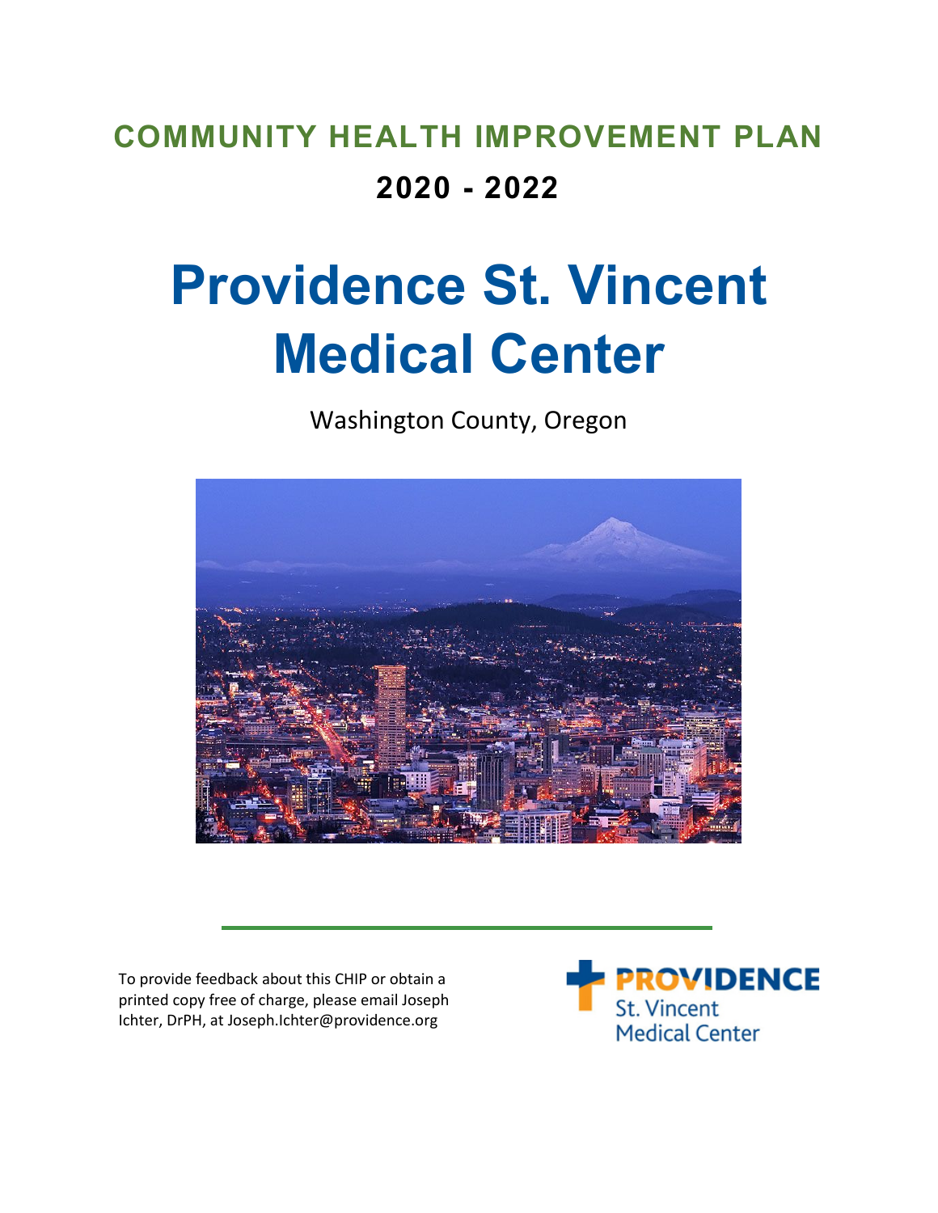# COMMUNITY HEALTH IMPROVEMENT PLAN

## 2020 - 2022

# Providence St. Vincent Medical Center

Washington County, Oregon

To provide feedback about this CHIP or obtain a printed copy free of charge, please email Joseph Ichter, DrPH, at Joseph.Ichter@providence.org

PROVIDENCE St. Vincent Medical Center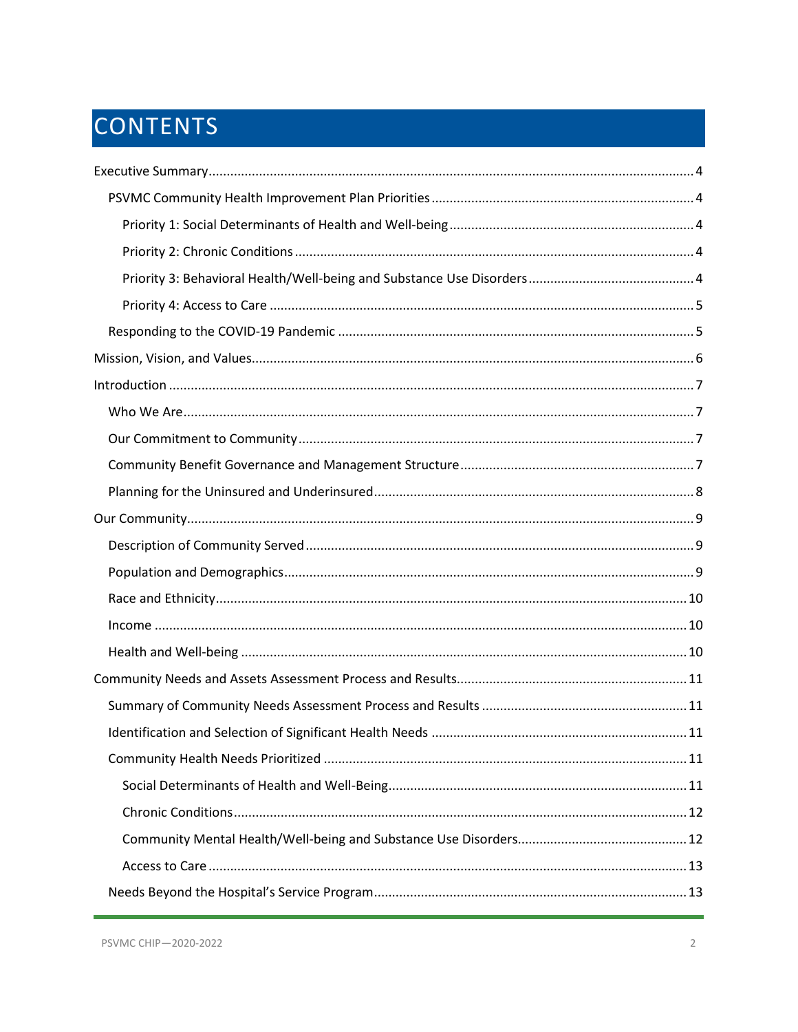# CONTENTS

- Executive Summary ..... 4
  - PSVMC Community Health Improvement Plan Priorities ..... 4
    - Priority 1: Social Determinants of Health and Well-being ..... 4
    - Priority 2: Chronic Conditions ..... 4
    - Priority 3: Behavioral Health/Well-being and Substance Use Disorders ..... 4
    - Priority 4: Access to Care ..... 5
  - Responding to the COVID-19 Pandemic ..... 5
- Mission, Vision, and Values ..... 6
- Introduction ..... 7
  - Who We Are ..... 7
  - Our Commitment to Community ..... 7
  - Community Benefit Governance and Management Structure ..... 7
  - Planning for the Uninsured and Underinsured ..... 8
- Our Community ..... 9
  - Description of Community Served ..... 9
  - Population and Demographics ..... 9
  - Race and Ethnicity ..... 10
  - Income ..... 10
  - Health and Well-being ..... 10
- Community Needs and Assets Assessment Process and Results ..... 11
  - Summary of Community Needs Assessment Process and Results ..... 11
  - Identification and Selection of Significant Health Needs ..... 11
  - Community Health Needs Prioritized ..... 11
    - Social Determinants of Health and Well-Being ..... 11
    - Chronic Conditions ..... 12
    - Community Mental Health/Well-being and Substance Use Disorders ..... 12
    - Access to Care ..... 13
  - Needs Beyond the Hospital's Service Program ..... 13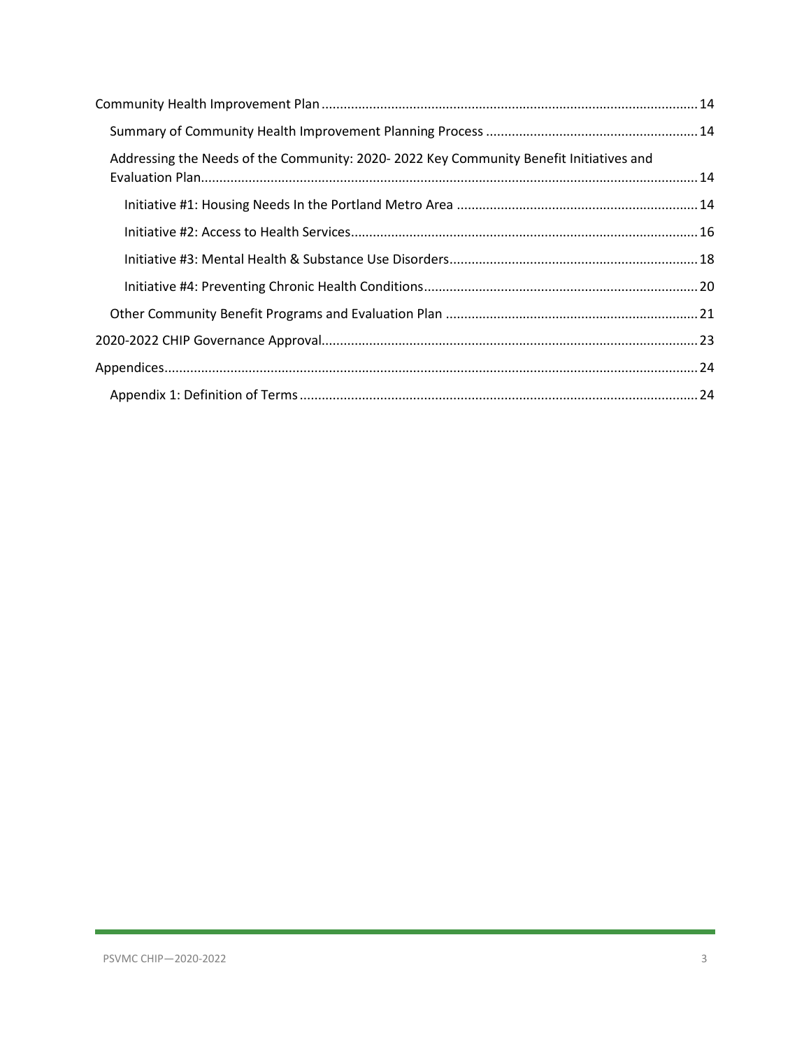- Community Health Improvement Plan ..... 14
  - Summary of Community Health Improvement Planning Process ..... 14
  - Addressing the Needs of the Community: 2020- 2022 Key Community Benefit Initiatives and Evaluation Plan ..... 14
    - Initiative #1: Housing Needs In the Portland Metro Area ..... 14
    - Initiative #2: Access to Health Services ..... 16
    - Initiative #3: Mental Health & Substance Use Disorders ..... 18
    - Initiative #4: Preventing Chronic Health Conditions ..... 20
  - Other Community Benefit Programs and Evaluation Plan ..... 21
- 2020-2022 CHIP Governance Approval ..... 23
- Appendices ..... 24
  - Appendix 1: Definition of Terms ..... 24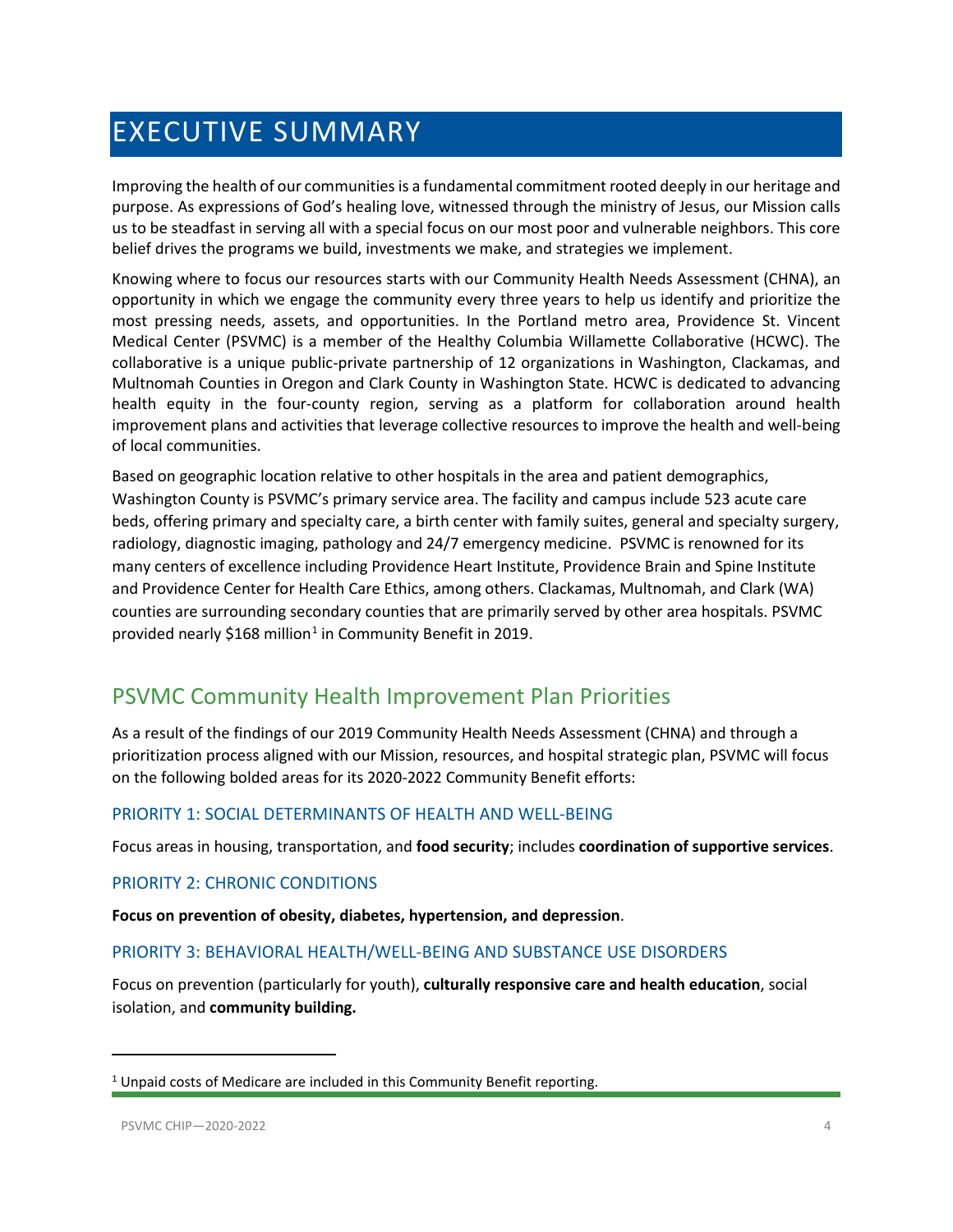# EXECUTIVE SUMMARY

Improving the health of our communities is a fundamental commitment rooted deeply in our heritage and purpose. As expressions of God's healing love, witnessed through the ministry of Jesus, our Mission calls us to be steadfast in serving all with a special focus on our most poor and vulnerable neighbors. This core belief drives the programs we build, investments we make, and strategies we implement.

Knowing where to focus our resources starts with our Community Health Needs Assessment (CHNA), an opportunity in which we engage the community every three years to help us identify and prioritize the most pressing needs, assets, and opportunities. In the Portland metro area, Providence St. Vincent Medical Center (PSVMC) is a member of the Healthy Columbia Willamette Collaborative (HCWC). The collaborative is a unique public-private partnership of 12 organizations in Washington, Clackamas, and Multnomah Counties in Oregon and Clark County in Washington State. HCWC is dedicated to advancing health equity in the four-county region, serving as a platform for collaboration around health improvement plans and activities that leverage collective resources to improve the health and well-being of local communities.

Based on geographic location relative to other hospitals in the area and patient demographics, Washington County is PSVMC's primary service area. The facility and campus include 523 acute care beds, offering primary and specialty care, a birth center with family suites, general and specialty surgery, radiology, diagnostic imaging, pathology and 24/7 emergency medicine. PSVMC is renowned for its many centers of excellence including Providence Heart Institute, Providence Brain and Spine Institute and Providence Center for Health Care Ethics, among others. Clackamas, Multnomah, and Clark (WA) counties are surrounding secondary counties that are primarily served by other area hospitals. PSVMC provided nearly $168 million[1] in Community Benefit in 2019.

## PSVMC Community Health Improvement Plan Priorities

As a result of the findings of our 2019 Community Health Needs Assessment (CHNA) and through a prioritization process aligned with our Mission, resources, and hospital strategic plan, PSVMC will focus on the following bolded areas for its 2020-2022 Community Benefit efforts:

### PRIORITY 1: SOCIAL DETERMINANTS OF HEALTH AND WELL-BEING

Focus areas in housing, transportation, and **food security**; includes **coordination of supportive services**.

### PRIORITY 2: CHRONIC CONDITIONS

**Focus on prevention of obesity, diabetes, hypertension, and depression**.

### PRIORITY 3: BEHAVIORAL HEALTH/WELL-BEING AND SUBSTANCE USE DISORDERS

Focus on prevention (particularly for youth), **culturally responsive care and health education**, social isolation, and **community building.**

---

[1] Unpaid costs of Medicare are included in this Community Benefit reporting.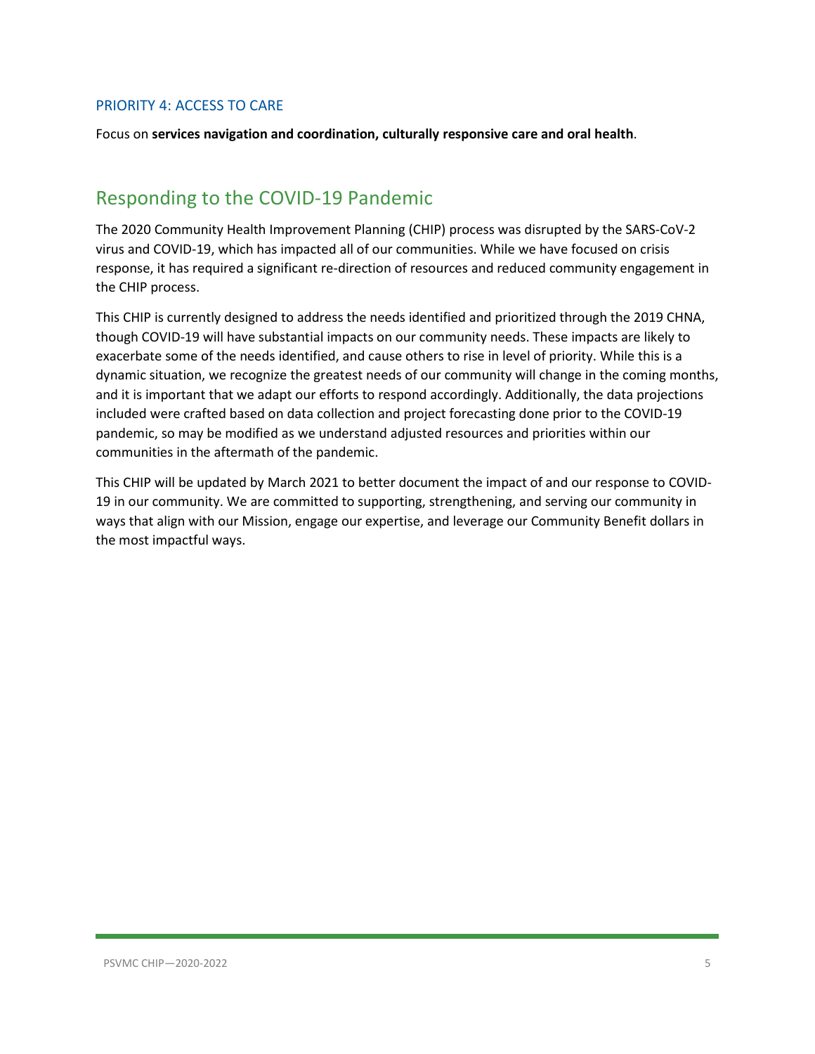### PRIORITY 4: ACCESS TO CARE

Focus on **services navigation and coordination, culturally responsive care and oral health**.

## Responding to the COVID-19 Pandemic

The 2020 Community Health Improvement Planning (CHIP) process was disrupted by the SARS-CoV-2 virus and COVID-19, which has impacted all of our communities. While we have focused on crisis response, it has required a significant re-direction of resources and reduced community engagement in the CHIP process.

This CHIP is currently designed to address the needs identified and prioritized through the 2019 CHNA, though COVID-19 will have substantial impacts on our community needs. These impacts are likely to exacerbate some of the needs identified, and cause others to rise in level of priority. While this is a dynamic situation, we recognize the greatest needs of our community will change in the coming months, and it is important that we adapt our efforts to respond accordingly. Additionally, the data projections included were crafted based on data collection and project forecasting done prior to the COVID-19 pandemic, so may be modified as we understand adjusted resources and priorities within our communities in the aftermath of the pandemic.

This CHIP will be updated by March 2021 to better document the impact of and our response to COVID-19 in our community. We are committed to supporting, strengthening, and serving our community in ways that align with our Mission, engage our expertise, and leverage our Community Benefit dollars in the most impactful ways.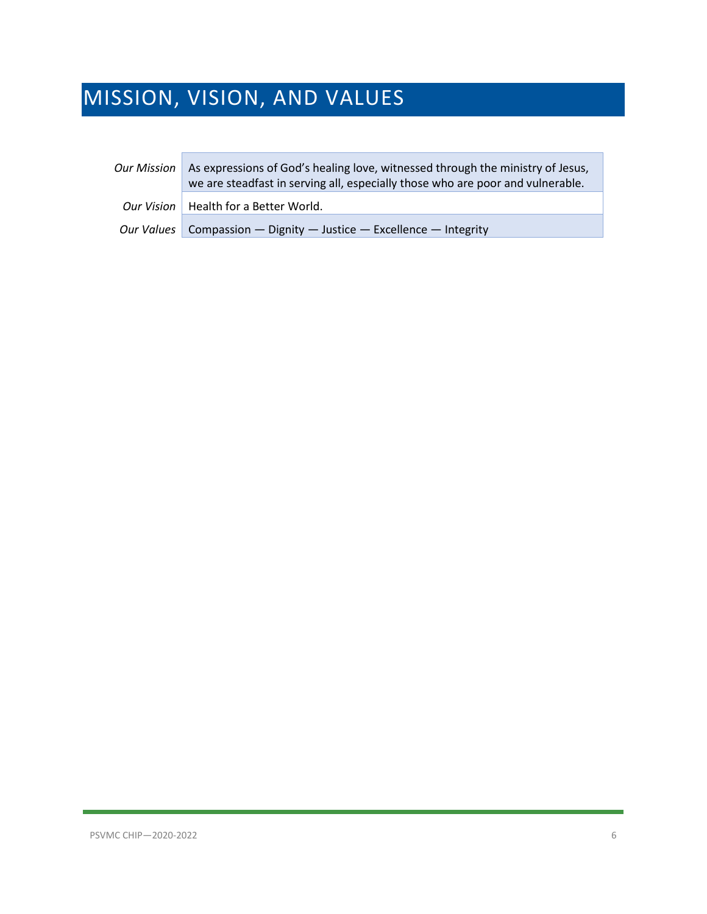# MISSION, VISION, AND VALUES

| | |
|---|---|
| *Our Mission* | As expressions of God's healing love, witnessed through the ministry of Jesus, we are steadfast in serving all, especially those who are poor and vulnerable. |
| *Our Vision* | Health for a Better World. |
| *Our Values* | Compassion — Dignity — Justice — Excellence — Integrity |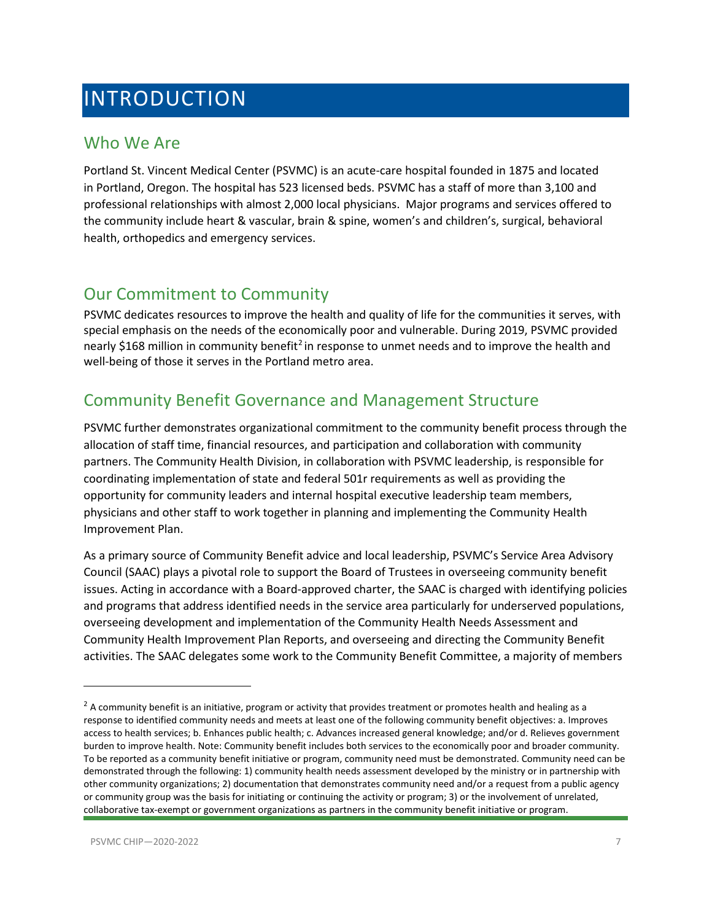# INTRODUCTION

## Who We Are

Portland St. Vincent Medical Center (PSVMC) is an acute-care hospital founded in 1875 and located in Portland, Oregon. The hospital has 523 licensed beds. PSVMC has a staff of more than 3,100 and professional relationships with almost 2,000 local physicians. Major programs and services offered to the community include heart & vascular, brain & spine, women's and children's, surgical, behavioral health, orthopedics and emergency services.

## Our Commitment to Community

PSVMC dedicates resources to improve the health and quality of life for the communities it serves, with special emphasis on the needs of the economically poor and vulnerable. During 2019, PSVMC provided nearly $168 million in community benefit[2] in response to unmet needs and to improve the health and well-being of those it serves in the Portland metro area.

## Community Benefit Governance and Management Structure

PSVMC further demonstrates organizational commitment to the community benefit process through the allocation of staff time, financial resources, and participation and collaboration with community partners. The Community Health Division, in collaboration with PSVMC leadership, is responsible for coordinating implementation of state and federal 501r requirements as well as providing the opportunity for community leaders and internal hospital executive leadership team members, physicians and other staff to work together in planning and implementing the Community Health Improvement Plan.

As a primary source of Community Benefit advice and local leadership, PSVMC's Service Area Advisory Council (SAAC) plays a pivotal role to support the Board of Trustees in overseeing community benefit issues. Acting in accordance with a Board-approved charter, the SAAC is charged with identifying policies and programs that address identified needs in the service area particularly for underserved populations, overseeing development and implementation of the Community Health Needs Assessment and Community Health Improvement Plan Reports, and overseeing and directing the Community Benefit activities. The SAAC delegates some work to the Community Benefit Committee, a majority of members

[2] A community benefit is an initiative, program or activity that provides treatment or promotes health and healing as a response to identified community needs and meets at least one of the following community benefit objectives: a. Improves access to health services; b. Enhances public health; c. Advances increased general knowledge; and/or d. Relieves government burden to improve health. Note: Community benefit includes both services to the economically poor and broader community. To be reported as a community benefit initiative or program, community need must be demonstrated. Community need can be demonstrated through the following: 1) community health needs assessment developed by the ministry or in partnership with other community organizations; 2) documentation that demonstrates community need and/or a request from a public agency or community group was the basis for initiating or continuing the activity or program; 3) or the involvement of unrelated, collaborative tax-exempt or government organizations as partners in the community benefit initiative or program.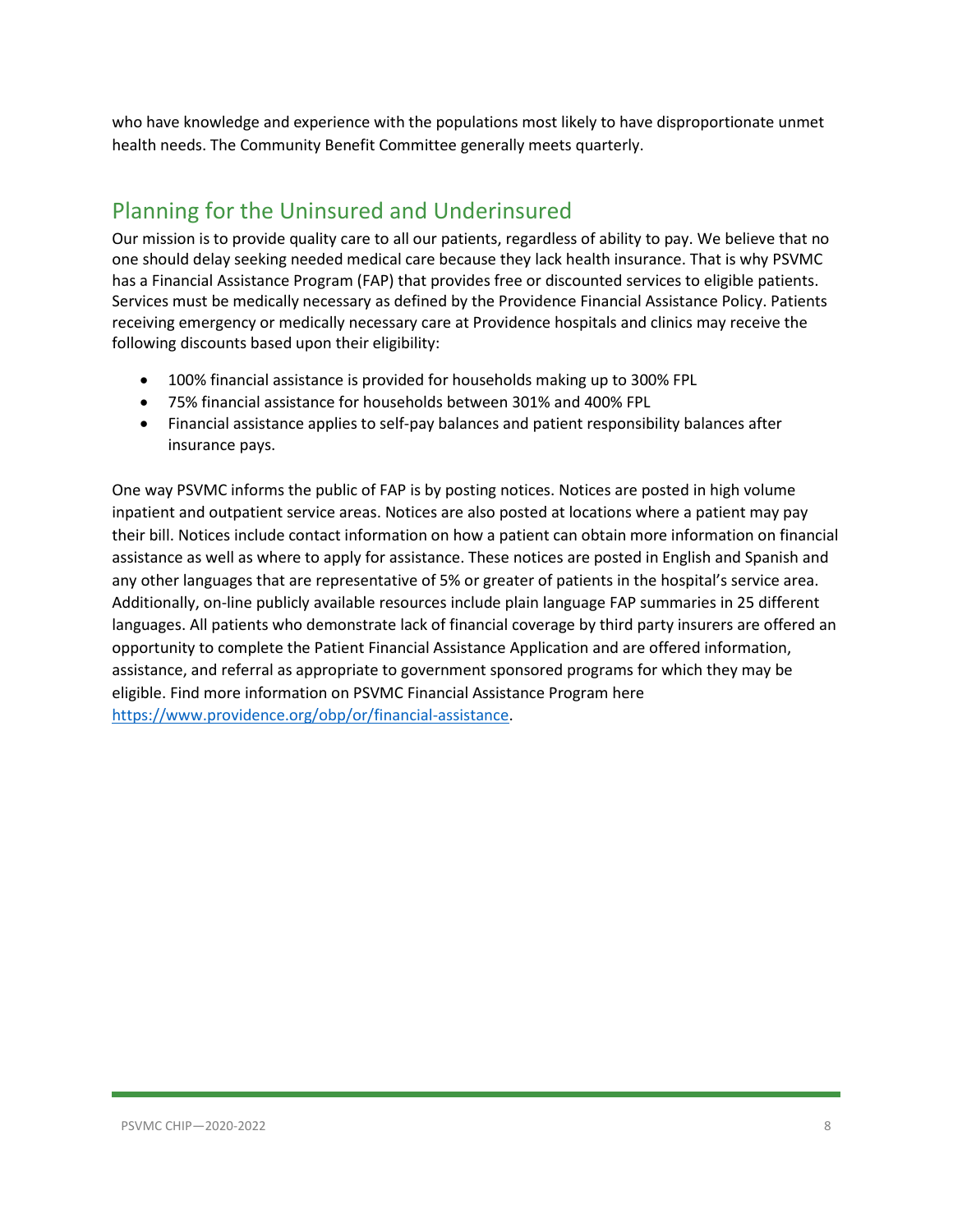who have knowledge and experience with the populations most likely to have disproportionate unmet health needs. The Community Benefit Committee generally meets quarterly.

## Planning for the Uninsured and Underinsured

Our mission is to provide quality care to all our patients, regardless of ability to pay. We believe that no one should delay seeking needed medical care because they lack health insurance. That is why PSVMC has a Financial Assistance Program (FAP) that provides free or discounted services to eligible patients. Services must be medically necessary as defined by the Providence Financial Assistance Policy. Patients receiving emergency or medically necessary care at Providence hospitals and clinics may receive the following discounts based upon their eligibility:

- 100% financial assistance is provided for households making up to 300% FPL
- 75% financial assistance for households between 301% and 400% FPL
- Financial assistance applies to self-pay balances and patient responsibility balances after insurance pays.

One way PSVMC informs the public of FAP is by posting notices. Notices are posted in high volume inpatient and outpatient service areas. Notices are also posted at locations where a patient may pay their bill. Notices include contact information on how a patient can obtain more information on financial assistance as well as where to apply for assistance. These notices are posted in English and Spanish and any other languages that are representative of 5% or greater of patients in the hospital's service area. Additionally, on-line publicly available resources include plain language FAP summaries in 25 different languages. All patients who demonstrate lack of financial coverage by third party insurers are offered an opportunity to complete the Patient Financial Assistance Application and are offered information, assistance, and referral as appropriate to government sponsored programs for which they may be eligible. Find more information on PSVMC Financial Assistance Program here https://www.providence.org/obp/or/financial-assistance.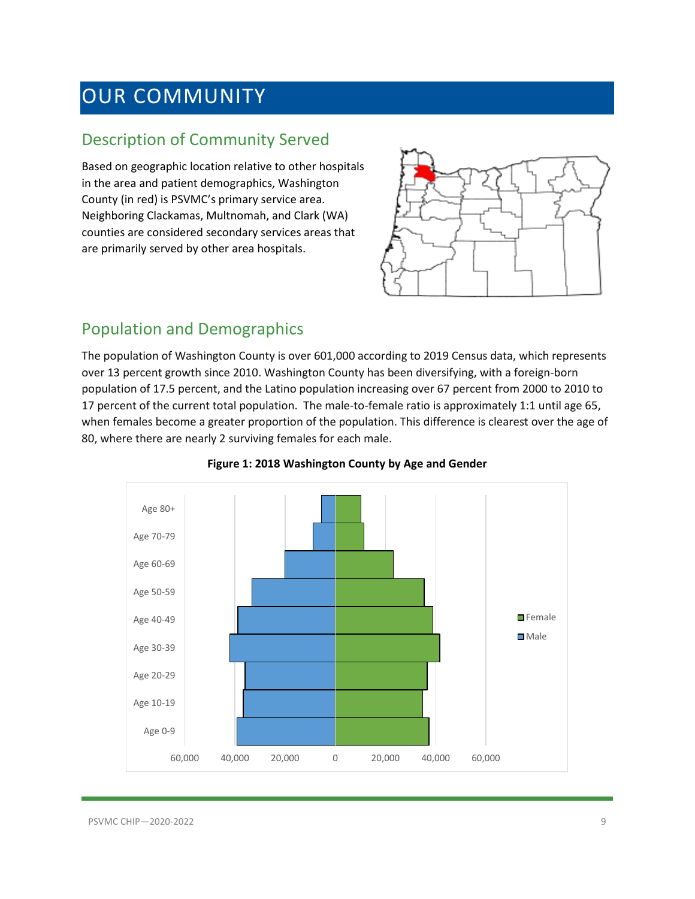# OUR COMMUNITY

## Description of Community Served

Based on geographic location relative to other hospitals in the area and patient demographics, Washington County (in red) is PSVMC's primary service area. Neighboring Clackamas, Multnomah, and Clark (WA) counties are considered secondary services areas that are primarily served by other area hospitals.

## Population and Demographics

The population of Washington County is over 601,000 according to 2019 Census data, which represents over 13 percent growth since 2010. Washington County has been diversifying, with a foreign-born population of 17.5 percent, and the Latino population increasing over 67 percent from 2000 to 2010 to 17 percent of the current total population. The male-to-female ratio is approximately 1:1 until age 65, when females become a greater proportion of the population. This difference is clearest over the age of 80, where there are nearly 2 surviving females for each male.

**Figure 1: 2018 Washington County by Age and Gender**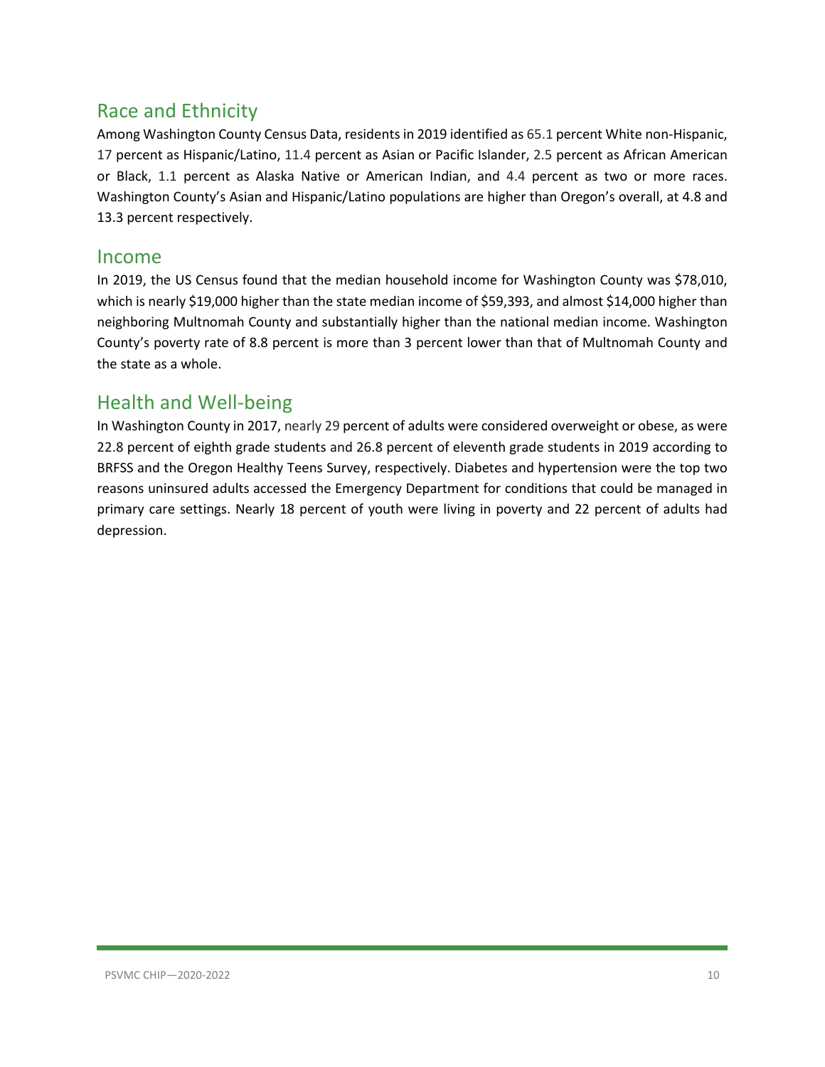## Race and Ethnicity

Among Washington County Census Data, residents in 2019 identified as 65.1 percent White non-Hispanic, 17 percent as Hispanic/Latino, 11.4 percent as Asian or Pacific Islander, 2.5 percent as African American or Black, 1.1 percent as Alaska Native or American Indian, and 4.4 percent as two or more races. Washington County's Asian and Hispanic/Latino populations are higher than Oregon's overall, at 4.8 and 13.3 percent respectively.

## Income

In 2019, the US Census found that the median household income for Washington County was $78,010, which is nearly $19,000 higher than the state median income of $59,393, and almost $14,000 higher than neighboring Multnomah County and substantially higher than the national median income. Washington County's poverty rate of 8.8 percent is more than 3 percent lower than that of Multnomah County and the state as a whole.

## Health and Well-being

In Washington County in 2017, nearly 29 percent of adults were considered overweight or obese, as were 22.8 percent of eighth grade students and 26.8 percent of eleventh grade students in 2019 according to BRFSS and the Oregon Healthy Teens Survey, respectively. Diabetes and hypertension were the top two reasons uninsured adults accessed the Emergency Department for conditions that could be managed in primary care settings. Nearly 18 percent of youth were living in poverty and 22 percent of adults had depression.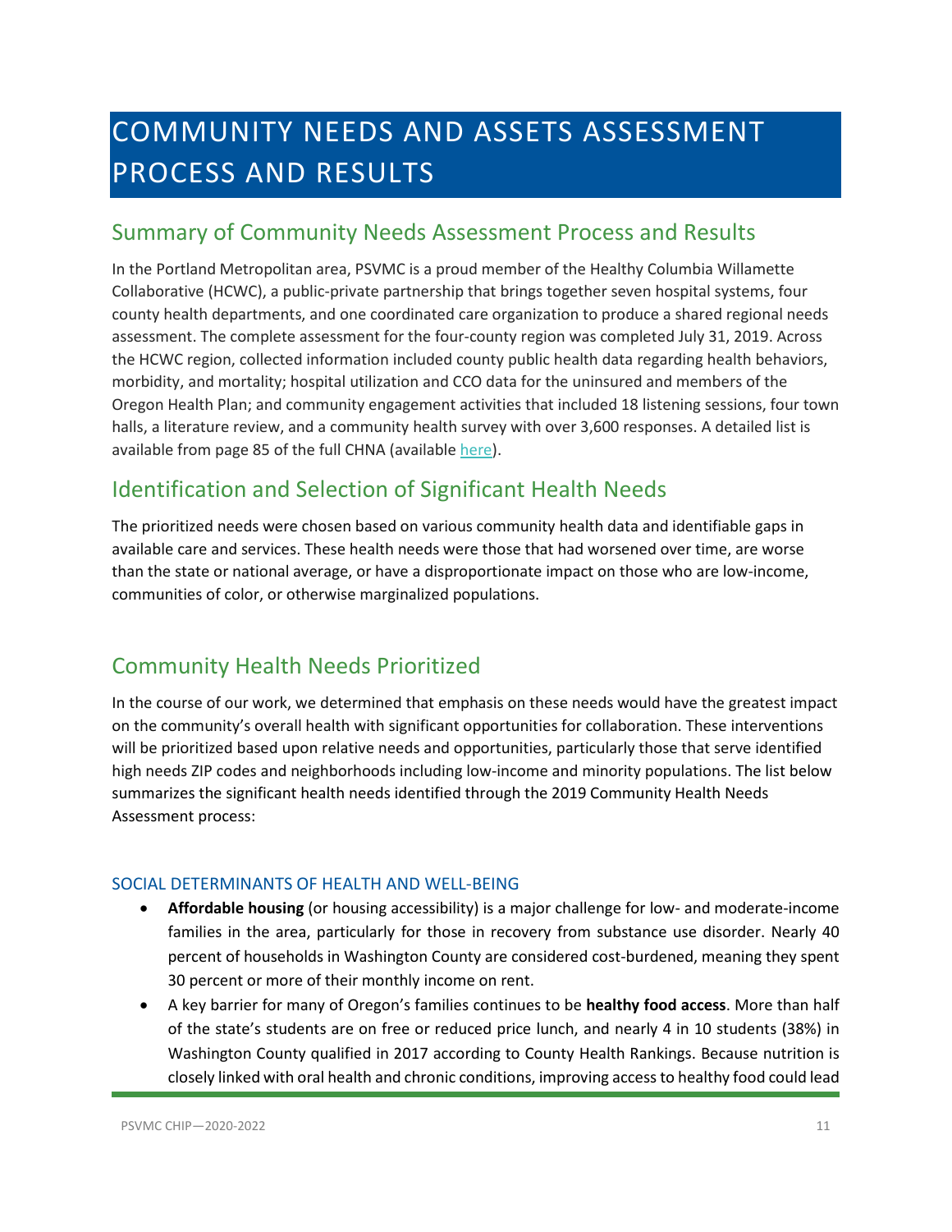# COMMUNITY NEEDS AND ASSETS ASSESSMENT PROCESS AND RESULTS

## Summary of Community Needs Assessment Process and Results

In the Portland Metropolitan area, PSVMC is a proud member of the Healthy Columbia Willamette Collaborative (HCWC), a public-private partnership that brings together seven hospital systems, four county health departments, and one coordinated care organization to produce a shared regional needs assessment. The complete assessment for the four-county region was completed July 31, 2019. Across the HCWC region, collected information included county public health data regarding health behaviors, morbidity, and mortality; hospital utilization and CCO data for the uninsured and members of the Oregon Health Plan; and community engagement activities that included 18 listening sessions, four town halls, a literature review, and a community health survey with over 3,600 responses. A detailed list is available from page 85 of the full CHNA (available here).

## Identification and Selection of Significant Health Needs

The prioritized needs were chosen based on various community health data and identifiable gaps in available care and services. These health needs were those that had worsened over time, are worse than the state or national average, or have a disproportionate impact on those who are low-income, communities of color, or otherwise marginalized populations.

## Community Health Needs Prioritized

In the course of our work, we determined that emphasis on these needs would have the greatest impact on the community's overall health with significant opportunities for collaboration. These interventions will be prioritized based upon relative needs and opportunities, particularly those that serve identified high needs ZIP codes and neighborhoods including low-income and minority populations. The list below summarizes the significant health needs identified through the 2019 Community Health Needs Assessment process:

### SOCIAL DETERMINANTS OF HEALTH AND WELL-BEING

- **Affordable housing** (or housing accessibility) is a major challenge for low- and moderate-income families in the area, particularly for those in recovery from substance use disorder. Nearly 40 percent of households in Washington County are considered cost-burdened, meaning they spent 30 percent or more of their monthly income on rent.
- A key barrier for many of Oregon's families continues to be **healthy food access**. More than half of the state's students are on free or reduced price lunch, and nearly 4 in 10 students (38%) in Washington County qualified in 2017 according to County Health Rankings. Because nutrition is closely linked with oral health and chronic conditions, improving access to healthy food could lead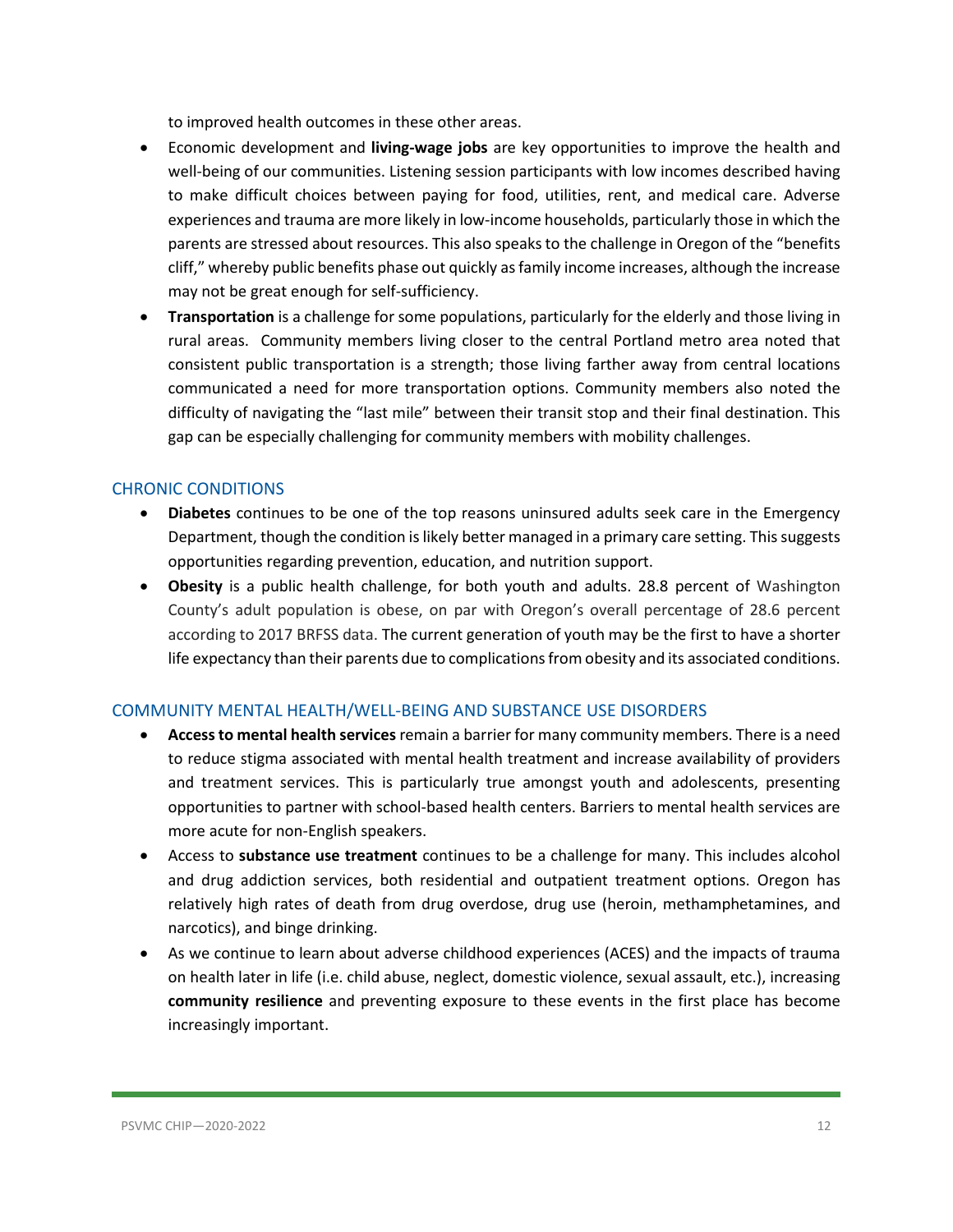to improved health outcomes in these other areas.

- Economic development and **living-wage jobs** are key opportunities to improve the health and well-being of our communities. Listening session participants with low incomes described having to make difficult choices between paying for food, utilities, rent, and medical care. Adverse experiences and trauma are more likely in low-income households, particularly those in which the parents are stressed about resources. This also speaks to the challenge in Oregon of the "benefits cliff," whereby public benefits phase out quickly as family income increases, although the increase may not be great enough for self-sufficiency.
- **Transportation** is a challenge for some populations, particularly for the elderly and those living in rural areas. Community members living closer to the central Portland metro area noted that consistent public transportation is a strength; those living farther away from central locations communicated a need for more transportation options. Community members also noted the difficulty of navigating the "last mile" between their transit stop and their final destination. This gap can be especially challenging for community members with mobility challenges.

## CHRONIC CONDITIONS

- **Diabetes** continues to be one of the top reasons uninsured adults seek care in the Emergency Department, though the condition is likely better managed in a primary care setting. This suggests opportunities regarding prevention, education, and nutrition support.
- **Obesity** is a public health challenge, for both youth and adults. 28.8 percent of Washington County's adult population is obese, on par with Oregon's overall percentage of 28.6 percent according to 2017 BRFSS data. The current generation of youth may be the first to have a shorter life expectancy than their parents due to complications from obesity and its associated conditions.

## COMMUNITY MENTAL HEALTH/WELL-BEING AND SUBSTANCE USE DISORDERS

- **Access to mental health services** remain a barrier for many community members. There is a need to reduce stigma associated with mental health treatment and increase availability of providers and treatment services. This is particularly true amongst youth and adolescents, presenting opportunities to partner with school-based health centers. Barriers to mental health services are more acute for non-English speakers.
- Access to **substance use treatment** continues to be a challenge for many. This includes alcohol and drug addiction services, both residential and outpatient treatment options. Oregon has relatively high rates of death from drug overdose, drug use (heroin, methamphetamines, and narcotics), and binge drinking.
- As we continue to learn about adverse childhood experiences (ACES) and the impacts of trauma on health later in life (i.e. child abuse, neglect, domestic violence, sexual assault, etc.), increasing **community resilience** and preventing exposure to these events in the first place has become increasingly important.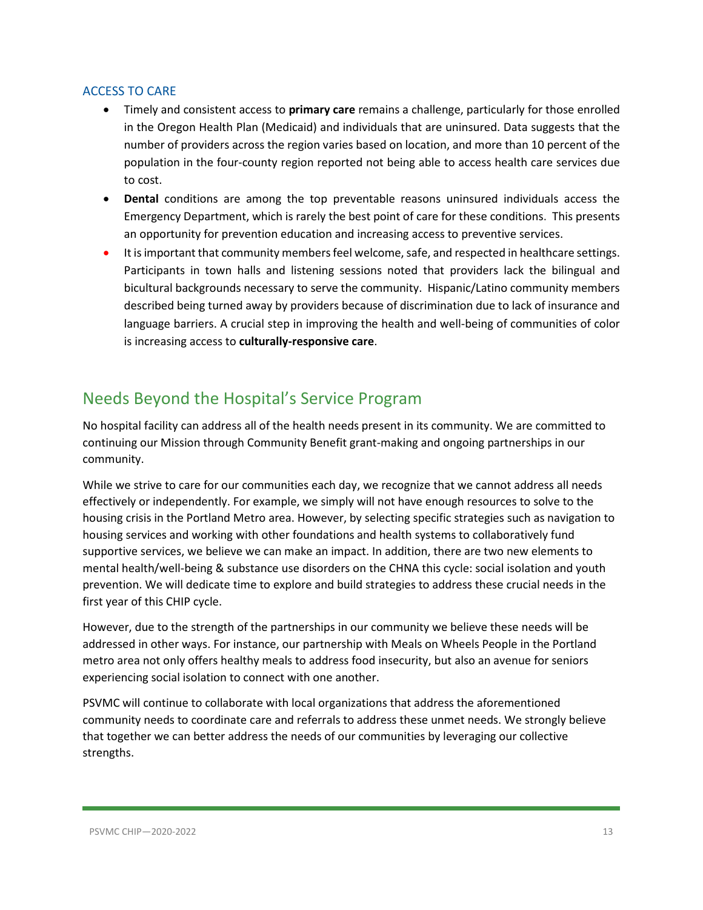### ACCESS TO CARE

- Timely and consistent access to **primary care** remains a challenge, particularly for those enrolled in the Oregon Health Plan (Medicaid) and individuals that are uninsured. Data suggests that the number of providers across the region varies based on location, and more than 10 percent of the population in the four-county region reported not being able to access health care services due to cost.
- **Dental** conditions are among the top preventable reasons uninsured individuals access the Emergency Department, which is rarely the best point of care for these conditions. This presents an opportunity for prevention education and increasing access to preventive services.
- It is important that community members feel welcome, safe, and respected in healthcare settings. Participants in town halls and listening sessions noted that providers lack the bilingual and bicultural backgrounds necessary to serve the community. Hispanic/Latino community members described being turned away by providers because of discrimination due to lack of insurance and language barriers. A crucial step in improving the health and well-being of communities of color is increasing access to **culturally-responsive care**.

## Needs Beyond the Hospital's Service Program

No hospital facility can address all of the health needs present in its community. We are committed to continuing our Mission through Community Benefit grant-making and ongoing partnerships in our community.

While we strive to care for our communities each day, we recognize that we cannot address all needs effectively or independently. For example, we simply will not have enough resources to solve to the housing crisis in the Portland Metro area. However, by selecting specific strategies such as navigation to housing services and working with other foundations and health systems to collaboratively fund supportive services, we believe we can make an impact. In addition, there are two new elements to mental health/well-being & substance use disorders on the CHNA this cycle: social isolation and youth prevention. We will dedicate time to explore and build strategies to address these crucial needs in the first year of this CHIP cycle.

However, due to the strength of the partnerships in our community we believe these needs will be addressed in other ways. For instance, our partnership with Meals on Wheels People in the Portland metro area not only offers healthy meals to address food insecurity, but also an avenue for seniors experiencing social isolation to connect with one another.

PSVMC will continue to collaborate with local organizations that address the aforementioned community needs to coordinate care and referrals to address these unmet needs. We strongly believe that together we can better address the needs of our communities by leveraging our collective strengths.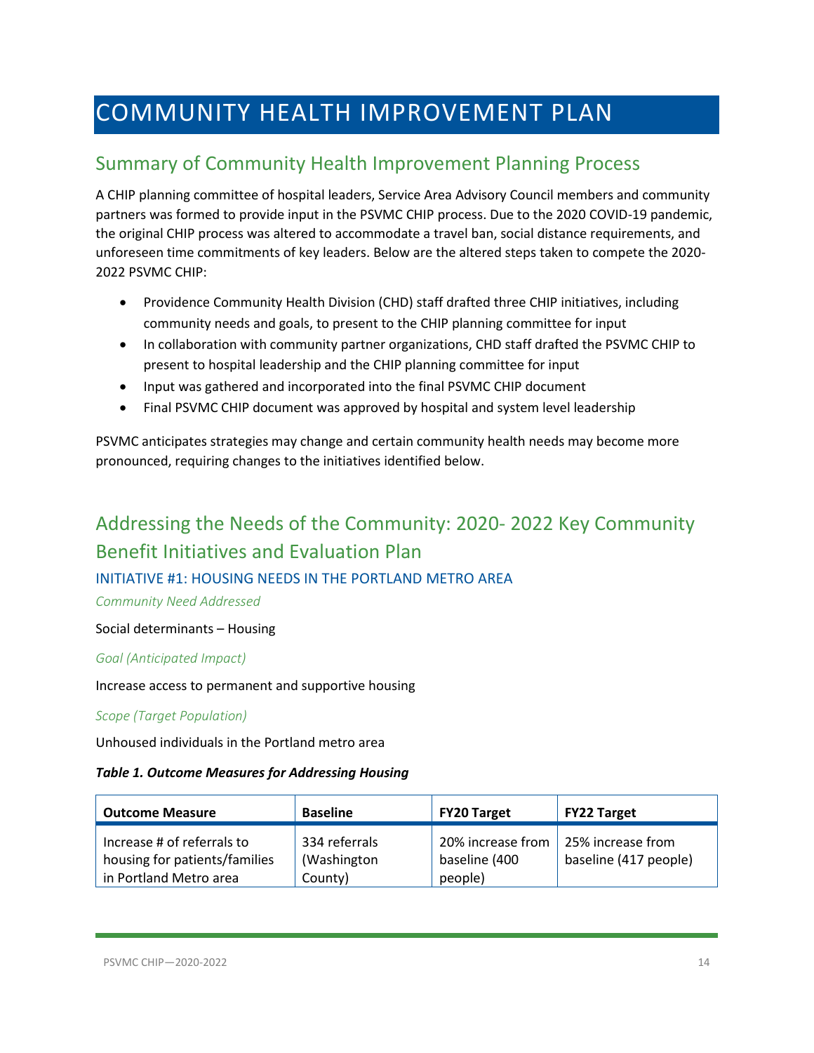# COMMUNITY HEALTH IMPROVEMENT PLAN

## Summary of Community Health Improvement Planning Process

A CHIP planning committee of hospital leaders, Service Area Advisory Council members and community partners was formed to provide input in the PSVMC CHIP process. Due to the 2020 COVID-19 pandemic, the original CHIP process was altered to accommodate a travel ban, social distance requirements, and unforeseen time commitments of key leaders. Below are the altered steps taken to compete the 2020-2022 PSVMC CHIP:

- Providence Community Health Division (CHD) staff drafted three CHIP initiatives, including community needs and goals, to present to the CHIP planning committee for input
- In collaboration with community partner organizations, CHD staff drafted the PSVMC CHIP to present to hospital leadership and the CHIP planning committee for input
- Input was gathered and incorporated into the final PSVMC CHIP document
- Final PSVMC CHIP document was approved by hospital and system level leadership

PSVMC anticipates strategies may change and certain community health needs may become more pronounced, requiring changes to the initiatives identified below.

## Addressing the Needs of the Community: 2020- 2022 Key Community Benefit Initiatives and Evaluation Plan

### INITIATIVE #1: HOUSING NEEDS IN THE PORTLAND METRO AREA

*Community Need Addressed*

Social determinants – Housing

*Goal (Anticipated Impact)*

Increase access to permanent and supportive housing

*Scope (Target Population)*

Unhoused individuals in the Portland metro area

***Table 1. Outcome Measures for Addressing Housing***

| Outcome Measure | Baseline | FY20 Target | FY22 Target |
|---|---|---|---|
| Increase # of referrals to housing for patients/families in Portland Metro area | 334 referrals (Washington County) | 20% increase from baseline (400 people) | 25% increase from baseline (417 people) |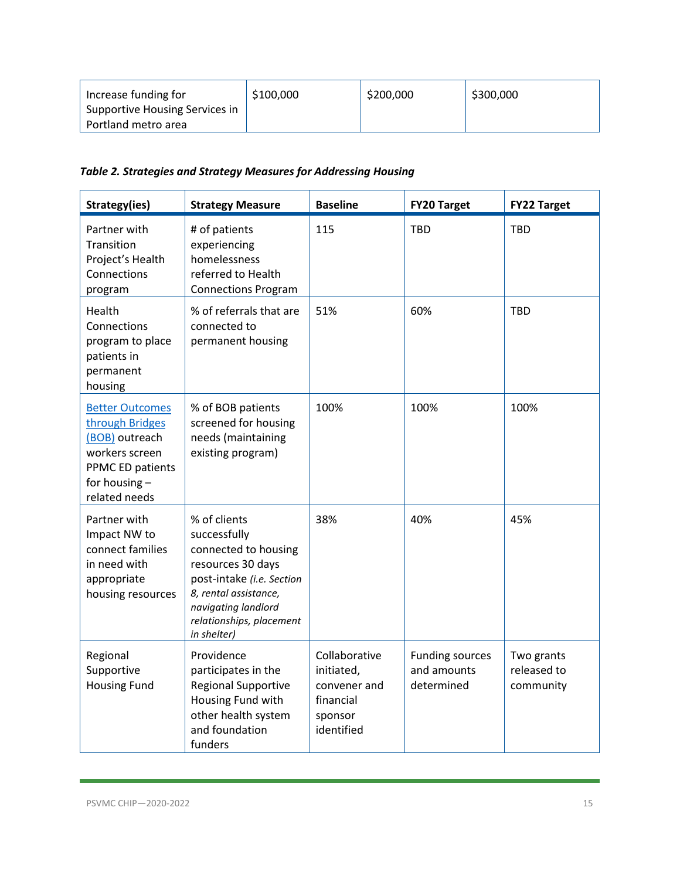| Increase funding for Supportive Housing Services in Portland metro area | $100,000 | $200,000 | $300,000 |
|---|---|---|---|

***Table 2. Strategies and Strategy Measures for Addressing Housing***

| Strategy(ies) | Strategy Measure | Baseline | FY20 Target | FY22 Target |
|---|---|---|---|---|
| Partner with Transition Project's Health Connections program | # of patients experiencing homelessness referred to Health Connections Program | 115 | TBD | TBD |
| Health Connections program to place patients in permanent housing | % of referrals that are connected to permanent housing | 51% | 60% | TBD |
| Better Outcomes through Bridges (BOB) outreach workers screen PPMC ED patients for housing – related needs | % of BOB patients screened for housing needs (maintaining existing program) | 100% | 100% | 100% |
| Partner with Impact NW to connect families in need with appropriate housing resources | % of clients successfully connected to housing resources 30 days post-intake *(i.e. Section 8, rental assistance, navigating landlord relationships, placement in shelter)* | 38% | 40% | 45% |
| Regional Supportive Housing Fund | Providence participates in the Regional Supportive Housing Fund with other health system and foundation funders | Collaborative initiated, convener and financial sponsor identified | Funding sources and amounts determined | Two grants released to community |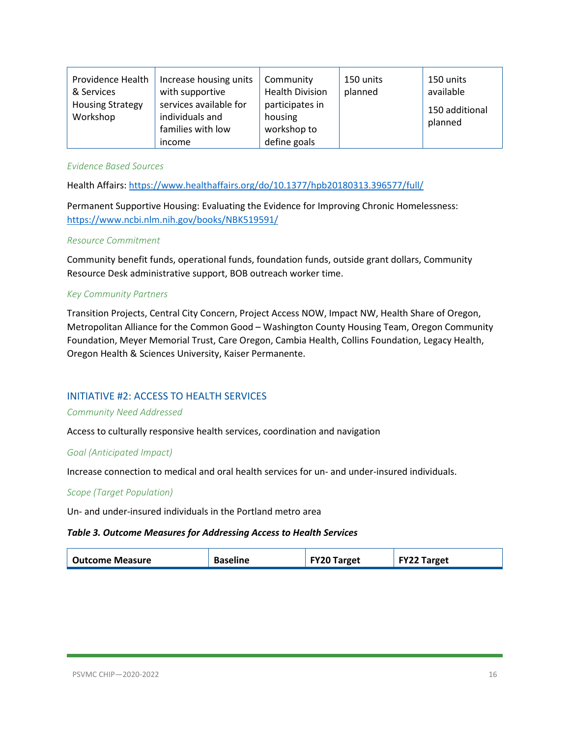| Providence Health & Services Housing Strategy Workshop | Increase housing units with supportive services available for individuals and families with low income | Community Health Division participates in housing workshop to define goals | 150 units planned | 150 units available<br><br>150 additional planned |
|---|---|---|---|---|

*Evidence Based Sources*

Health Affairs: https://www.healthaffairs.org/do/10.1377/hpb20180313.396577/full/

Permanent Supportive Housing: Evaluating the Evidence for Improving Chronic Homelessness: https://www.ncbi.nlm.nih.gov/books/NBK519591/

*Resource Commitment*

Community benefit funds, operational funds, foundation funds, outside grant dollars, Community Resource Desk administrative support, BOB outreach worker time.

*Key Community Partners*

Transition Projects, Central City Concern, Project Access NOW, Impact NW, Health Share of Oregon, Metropolitan Alliance for the Common Good – Washington County Housing Team, Oregon Community Foundation, Meyer Memorial Trust, Care Oregon, Cambia Health, Collins Foundation, Legacy Health, Oregon Health & Sciences University, Kaiser Permanente.

## INITIATIVE #2: ACCESS TO HEALTH SERVICES

*Community Need Addressed*

Access to culturally responsive health services, coordination and navigation

*Goal (Anticipated Impact)*

Increase connection to medical and oral health services for un- and under-insured individuals.

*Scope (Target Population)*

Un- and under-insured individuals in the Portland metro area

***Table 3. Outcome Measures for Addressing Access to Health Services***

| Outcome Measure | Baseline | FY20 Target | FY22 Target |
|---|---|---|---|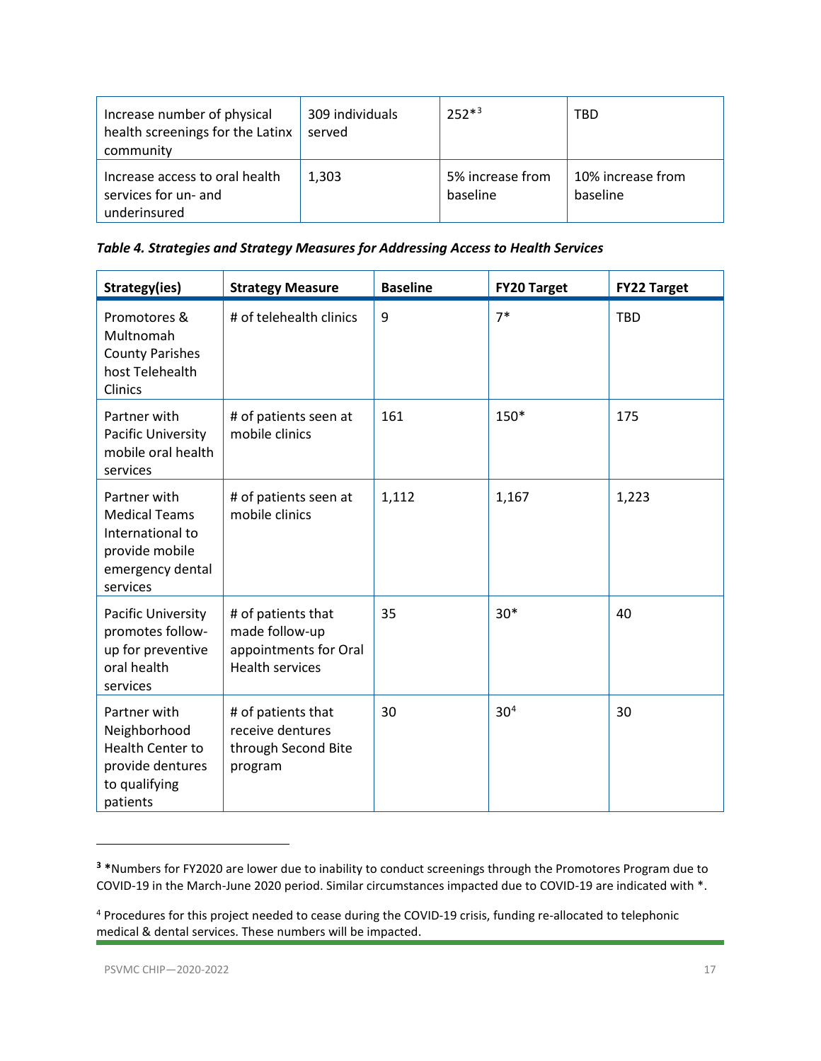| | | | |
|---|---|---|---|
| Increase number of physical health screenings for the Latinx community | 309 individuals served | 252*[3] | TBD |
| Increase access to oral health services for un- and underinsured | 1,303 | 5% increase from baseline | 10% increase from baseline |

***Table 4. Strategies and Strategy Measures for Addressing Access to Health Services***

| Strategy(ies) | Strategy Measure | Baseline | FY20 Target | FY22 Target |
|---|---|---|---|---|
| Promotores & Multnomah County Parishes host Telehealth Clinics | # of telehealth clinics | 9 | 7* | TBD |
| Partner with Pacific University mobile oral health services | # of patients seen at mobile clinics | 161 | 150* | 175 |
| Partner with Medical Teams International to provide mobile emergency dental services | # of patients seen at mobile clinics | 1,112 | 1,167 | 1,223 |
| Pacific University promotes follow-up for preventive oral health services | # of patients that made follow-up appointments for Oral Health services | 35 | 30* | 40 |
| Partner with Neighborhood Health Center to provide dentures to qualifying patients | # of patients that receive dentures through Second Bite program | 30 | 30[4] | 30 |

[3] *Numbers for FY2020 are lower due to inability to conduct screenings through the Promotores Program due to COVID-19 in the March-June 2020 period. Similar circumstances impacted due to COVID-19 are indicated with *.

[4] Procedures for this project needed to cease during the COVID-19 crisis, funding re-allocated to telephonic medical & dental services. These numbers will be impacted.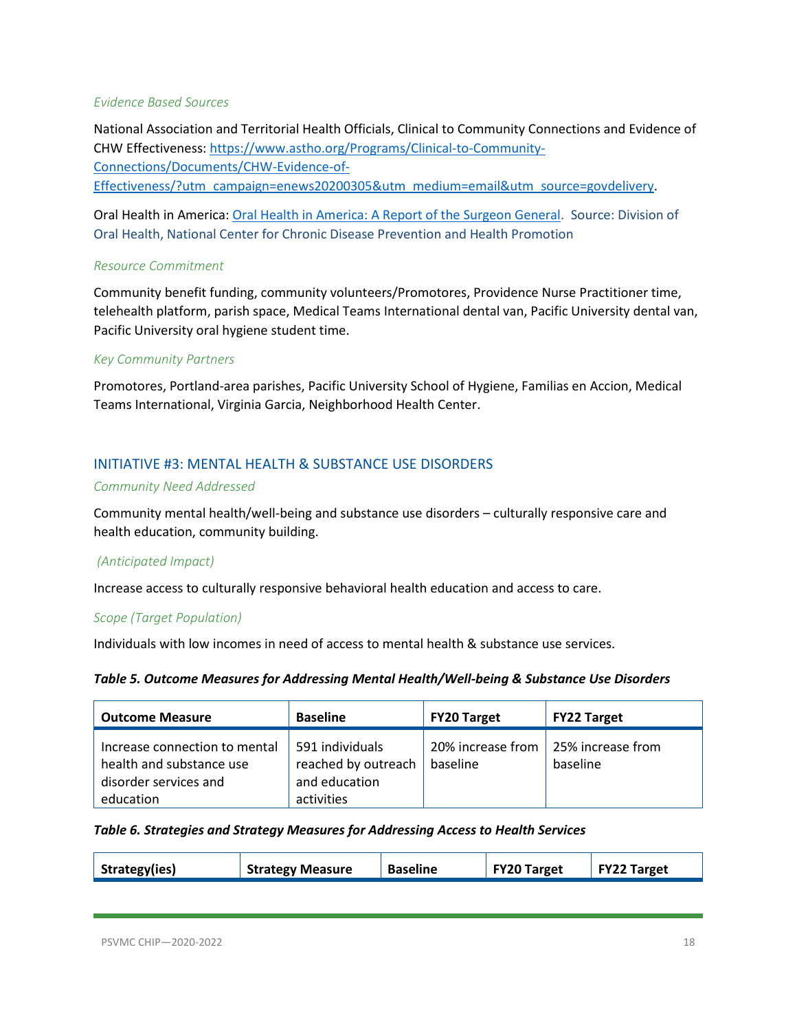*Evidence Based Sources*

National Association and Territorial Health Officials, Clinical to Community Connections and Evidence of CHW Effectiveness: [https://www.astho.org/Programs/Clinical-to-Community-Connections/Documents/CHW-Evidence-of-Effectiveness/?utm_campaign=enews20200305&utm_medium=email&utm_source=govdelivery](https://www.astho.org/Programs/Clinical-to-Community-Connections/Documents/CHW-Evidence-of-Effectiveness/?utm_campaign=enews20200305&utm_medium=email&utm_source=govdelivery).

Oral Health in America: [Oral Health in America: A Report of the Surgeon General](). Source: Division of Oral Health, National Center for Chronic Disease Prevention and Health Promotion

*Resource Commitment*

Community benefit funding, community volunteers/Promotores, Providence Nurse Practitioner time, telehealth platform, parish space, Medical Teams International dental van, Pacific University dental van, Pacific University oral hygiene student time.

*Key Community Partners*

Promotores, Portland-area parishes, Pacific University School of Hygiene, Familias en Accion, Medical Teams International, Virginia Garcia, Neighborhood Health Center.

## INITIATIVE #3: MENTAL HEALTH & SUBSTANCE USE DISORDERS

*Community Need Addressed*

Community mental health/well-being and substance use disorders – culturally responsive care and health education, community building.

*(Anticipated Impact)*

Increase access to culturally responsive behavioral health education and access to care.

*Scope (Target Population)*

Individuals with low incomes in need of access to mental health & substance use services.

***Table 5. Outcome Measures for Addressing Mental Health/Well-being & Substance Use Disorders***

| Outcome Measure | Baseline | FY20 Target | FY22 Target |
|---|---|---|---|
| Increase connection to mental health and substance use disorder services and education | 591 individuals reached by outreach and education activities | 20% increase from baseline | 25% increase from baseline |

***Table 6. Strategies and Strategy Measures for Addressing Access to Health Services***

| Strategy(ies) | Strategy Measure | Baseline | FY20 Target | FY22 Target |
|---|---|---|---|---|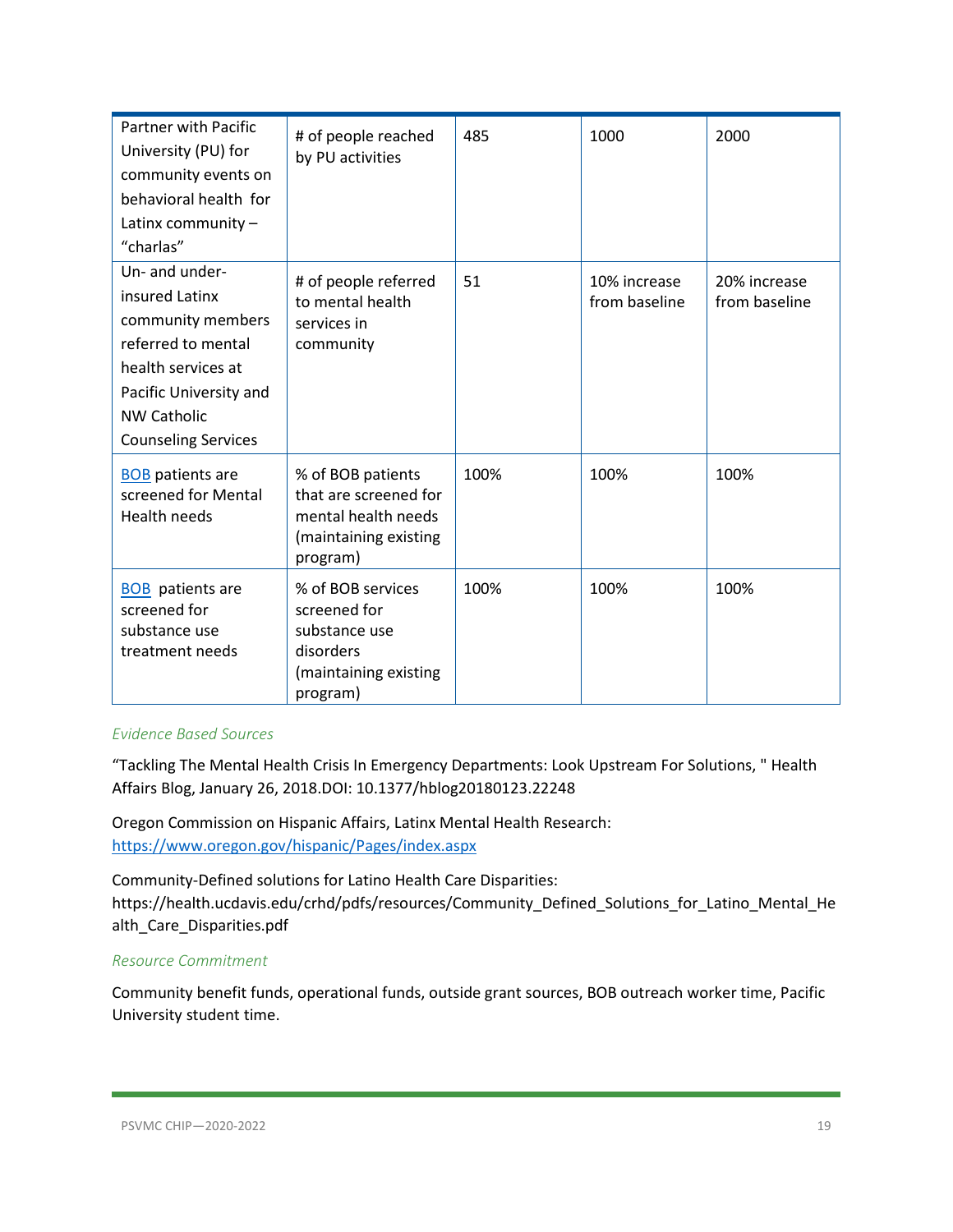| | | | | |
|---|---|---|---|---|
| Partner with Pacific University (PU) for community events on behavioral health for Latinx community – "charlas" | # of people reached by PU activities | 485 | 1000 | 2000 |
| Un- and under-insured Latinx community members referred to mental health services at Pacific University and NW Catholic Counseling Services | # of people referred to mental health services in community | 51 | 10% increase from baseline | 20% increase from baseline |
| [BOB](#) patients are screened for Mental Health needs | % of BOB patients that are screened for mental health needs (maintaining existing program) | 100% | 100% | 100% |
| [BOB](#) patients are screened for substance use treatment needs | % of BOB services screened for substance use disorders (maintaining existing program) | 100% | 100% | 100% |

*Evidence Based Sources*

"Tackling The Mental Health Crisis In Emergency Departments: Look Upstream For Solutions, " Health Affairs Blog, January 26, 2018.DOI: 10.1377/hblog20180123.22248

Oregon Commission on Hispanic Affairs, Latinx Mental Health Research: https://www.oregon.gov/hispanic/Pages/index.aspx

Community-Defined solutions for Latino Health Care Disparities: https://health.ucdavis.edu/crhd/pdfs/resources/Community_Defined_Solutions_for_Latino_Mental_Health_Care_Disparities.pdf

*Resource Commitment*

Community benefit funds, operational funds, outside grant sources, BOB outreach worker time, Pacific University student time.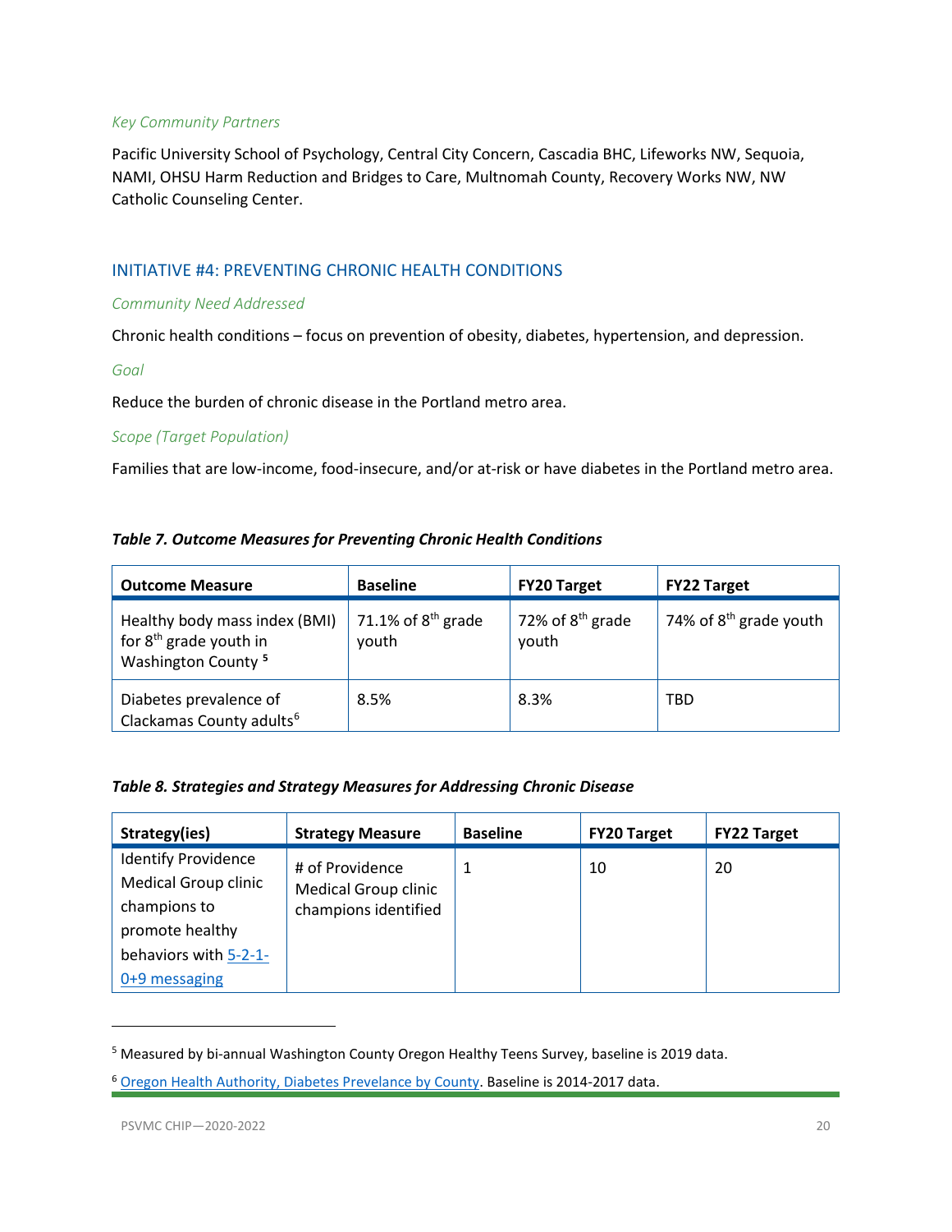*Key Community Partners*

Pacific University School of Psychology, Central City Concern, Cascadia BHC, Lifeworks NW, Sequoia, NAMI, OHSU Harm Reduction and Bridges to Care, Multnomah County, Recovery Works NW, NW Catholic Counseling Center.

## INITIATIVE #4: PREVENTING CHRONIC HEALTH CONDITIONS

*Community Need Addressed*

Chronic health conditions – focus on prevention of obesity, diabetes, hypertension, and depression.

*Goal*

Reduce the burden of chronic disease in the Portland metro area.

*Scope (Target Population)*

Families that are low-income, food-insecure, and/or at-risk or have diabetes in the Portland metro area.

***Table 7. Outcome Measures for Preventing Chronic Health Conditions***

| Outcome Measure | Baseline | FY20 Target | FY22 Target |
|---|---|---|---|
| Healthy body mass index (BMI) for 8th grade youth in Washington County [5] | 71.1% of 8th grade youth | 72% of 8th grade youth | 74% of 8th grade youth |
| Diabetes prevalence of Clackamas County adults[6] | 8.5% | 8.3% | TBD |

***Table 8. Strategies and Strategy Measures for Addressing Chronic Disease***

| Strategy(ies) | Strategy Measure | Baseline | FY20 Target | FY22 Target |
|---|---|---|---|---|
| Identify Providence Medical Group clinic champions to promote healthy behaviors with [5-2-1-0+9 messaging]() | # of Providence Medical Group clinic champions identified | 1 | 10 | 20 |

---

[5] Measured by bi-annual Washington County Oregon Healthy Teens Survey, baseline is 2019 data.

[6] [Oregon Health Authority, Diabetes Prevelance by County](). Baseline is 2014-2017 data.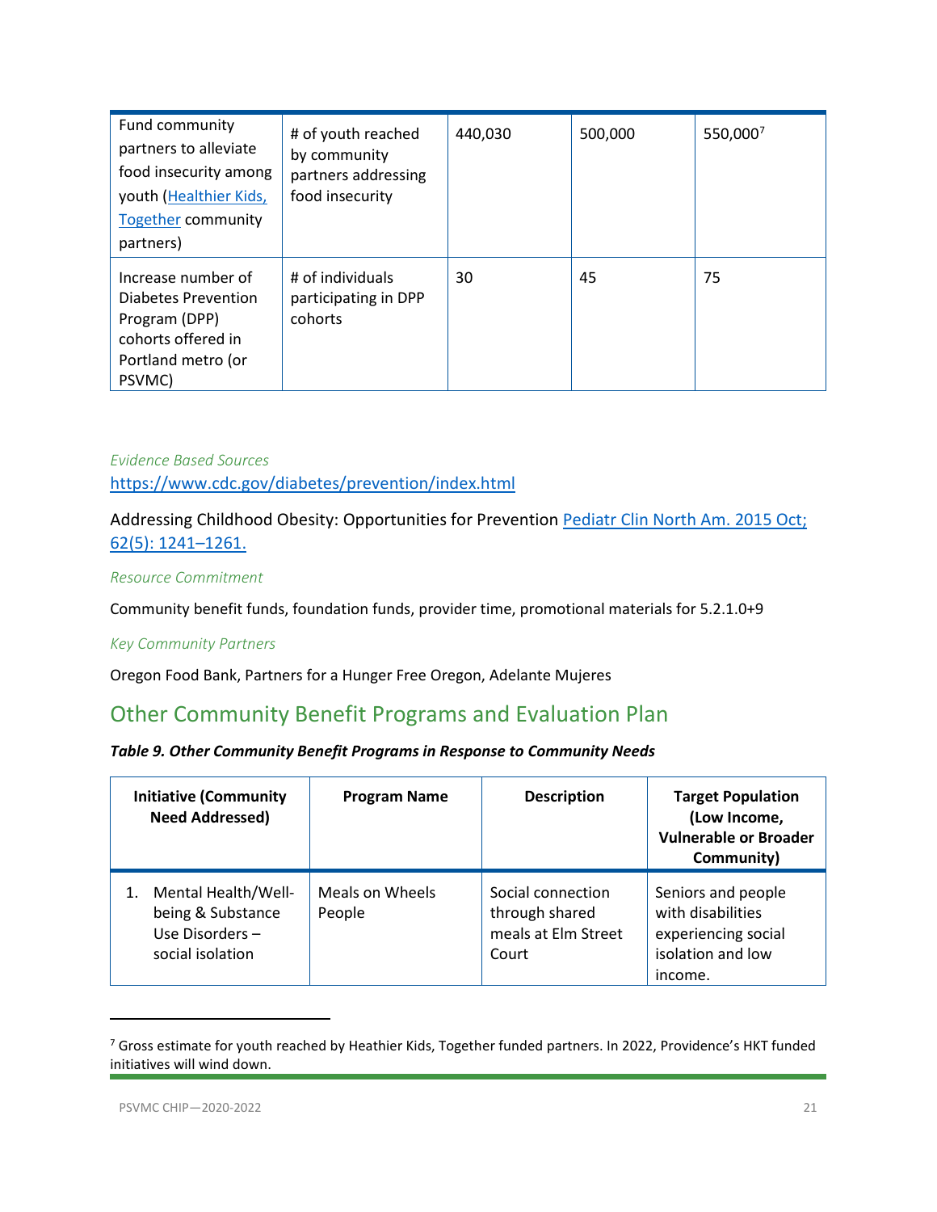| Fund community partners to alleviate food insecurity among youth (Healthier Kids, Together community partners) | # of youth reached by community partners addressing food insecurity | 440,030 | 500,000 | 550,000[7] |
|---|---|---|---|---|
| Increase number of Diabetes Prevention Program (DPP) cohorts offered in Portland metro (or PSVMC) | # of individuals participating in DPP cohorts | 30 | 45 | 75 |

*Evidence Based Sources*

https://www.cdc.gov/diabetes/prevention/index.html

Addressing Childhood Obesity: Opportunities for Prevention Pediatr Clin North Am. 2015 Oct; 62(5): 1241–1261.

*Resource Commitment*

Community benefit funds, foundation funds, provider time, promotional materials for 5.2.1.0+9

*Key Community Partners*

Oregon Food Bank, Partners for a Hunger Free Oregon, Adelante Mujeres

## Other Community Benefit Programs and Evaluation Plan

***Table 9. Other Community Benefit Programs in Response to Community Needs***

| Initiative (Community Need Addressed) | Program Name | Description | Target Population (Low Income, Vulnerable or Broader Community) |
|---|---|---|---|
| 1. Mental Health/Well-being & Substance Use Disorders – social isolation | Meals on Wheels People | Social connection through shared meals at Elm Street Court | Seniors and people with disabilities experiencing social isolation and low income. |

[7] Gross estimate for youth reached by Heathier Kids, Together funded partners. In 2022, Providence's HKT funded initiatives will wind down.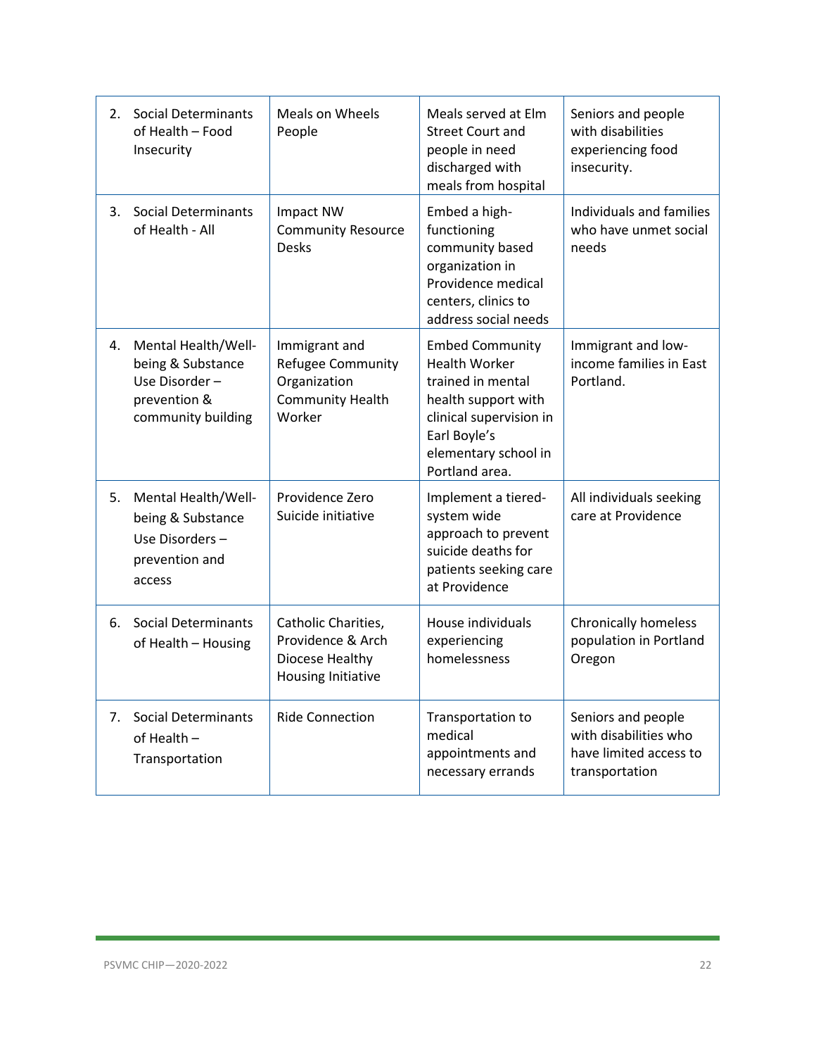| 2. Social Determinants of Health – Food Insecurity | Meals on Wheels People | Meals served at Elm Street Court and people in need discharged with meals from hospital | Seniors and people with disabilities experiencing food insecurity. |
|---|---|---|---|
| 3. Social Determinants of Health - All | Impact NW Community Resource Desks | Embed a high-functioning community based organization in Providence medical centers, clinics to address social needs | Individuals and families who have unmet social needs |
| 4. Mental Health/Well-being & Substance Use Disorder – prevention & community building | Immigrant and Refugee Community Organization Community Health Worker | Embed Community Health Worker trained in mental health support with clinical supervision in Earl Boyle's elementary school in Portland area. | Immigrant and low-income families in East Portland. |
| 5. Mental Health/Well-being & Substance Use Disorders – prevention and access | Providence Zero Suicide initiative | Implement a tiered-system wide approach to prevent suicide deaths for patients seeking care at Providence | All individuals seeking care at Providence |
| 6. Social Determinants of Health – Housing | Catholic Charities, Providence & Arch Diocese Healthy Housing Initiative | House individuals experiencing homelessness | Chronically homeless population in Portland Oregon |
| 7. Social Determinants of Health – Transportation | Ride Connection | Transportation to medical appointments and necessary errands | Seniors and people with disabilities who have limited access to transportation |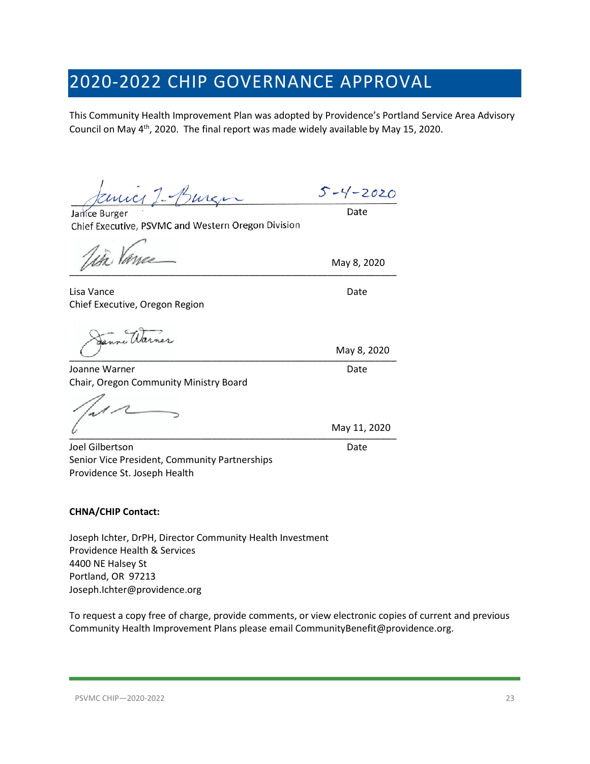# 2020-2022 CHIP GOVERNANCE APPROVAL

This Community Health Improvement Plan was adopted by Providence's Portland Service Area Advisory Council on May 4th, 2020. The final report was made widely available by May 15, 2020.

5-4-2020

Janice Burger
Chief Executive, PSVMC and Western Oregon Division

Date

May 8, 2020

Lisa Vance
Chief Executive, Oregon Region

Date

May 8, 2020

Joanne Warner
Chair, Oregon Community Ministry Board

Date

May 11, 2020

Joel Gilbertson
Senior Vice President, Community Partnerships
Providence St. Joseph Health

Date

**CHNA/CHIP Contact:**

Joseph Ichter, DrPH, Director Community Health Investment
Providence Health & Services
4400 NE Halsey St
Portland, OR 97213
Joseph.Ichter@providence.org

To request a copy free of charge, provide comments, or view electronic copies of current and previous Community Health Improvement Plans please email CommunityBenefit@providence.org.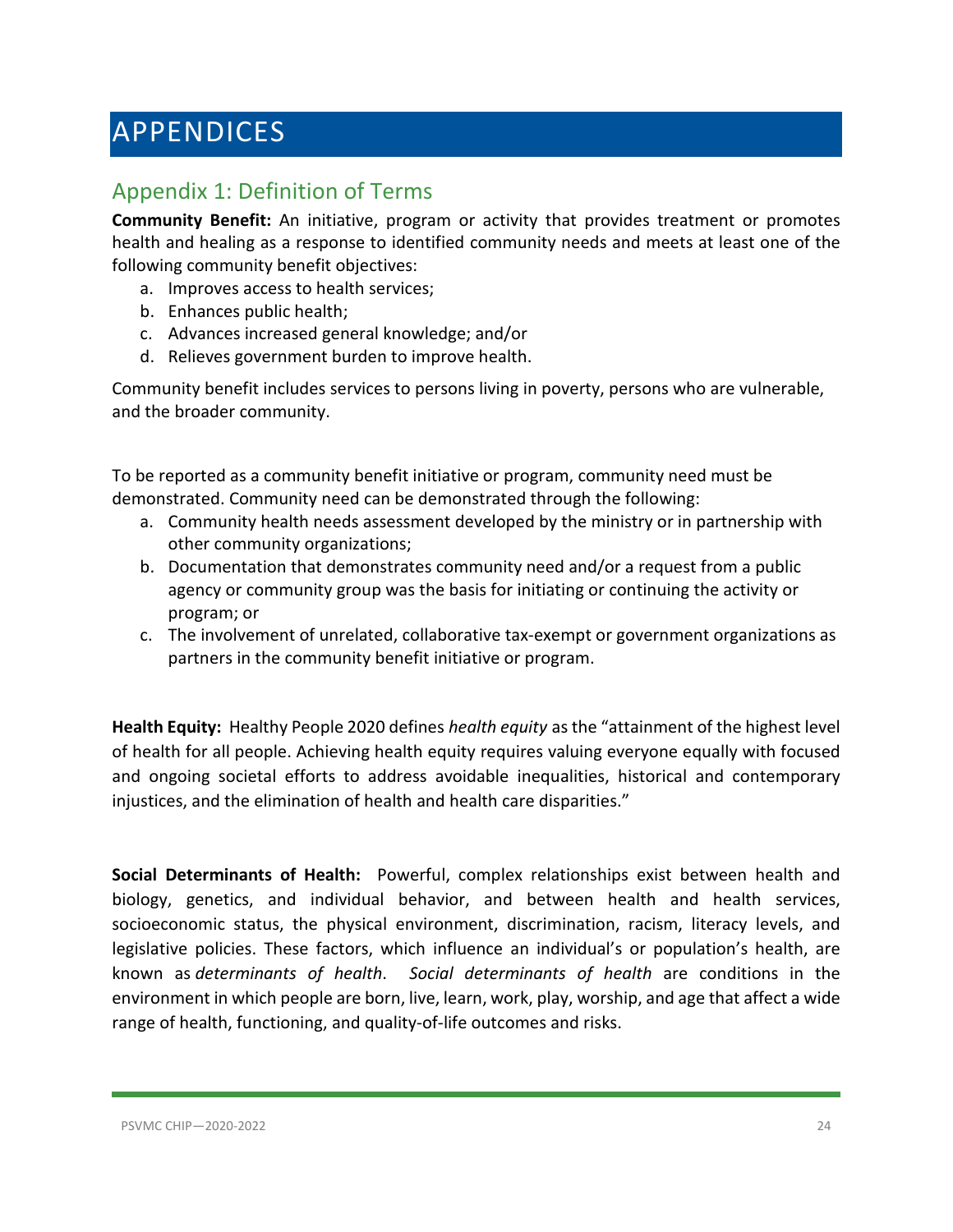# APPENDICES

## Appendix 1: Definition of Terms

**Community Benefit:** An initiative, program or activity that provides treatment or promotes health and healing as a response to identified community needs and meets at least one of the following community benefit objectives:

a. Improves access to health services;
b. Enhances public health;
c. Advances increased general knowledge; and/or
d. Relieves government burden to improve health.

Community benefit includes services to persons living in poverty, persons who are vulnerable, and the broader community.

To be reported as a community benefit initiative or program, community need must be demonstrated. Community need can be demonstrated through the following:

a. Community health needs assessment developed by the ministry or in partnership with other community organizations;
b. Documentation that demonstrates community need and/or a request from a public agency or community group was the basis for initiating or continuing the activity or program; or
c. The involvement of unrelated, collaborative tax-exempt or government organizations as partners in the community benefit initiative or program.

**Health Equity:** Healthy People 2020 defines *health equity* as the "attainment of the highest level of health for all people. Achieving health equity requires valuing everyone equally with focused and ongoing societal efforts to address avoidable inequalities, historical and contemporary injustices, and the elimination of health and health care disparities."

**Social Determinants of Health:** Powerful, complex relationships exist between health and biology, genetics, and individual behavior, and between health and health services, socioeconomic status, the physical environment, discrimination, racism, literacy levels, and legislative policies. These factors, which influence an individual's or population's health, are known as *determinants of health*. *Social determinants of health* are conditions in the environment in which people are born, live, learn, work, play, worship, and age that affect a wide range of health, functioning, and quality-of-life outcomes and risks.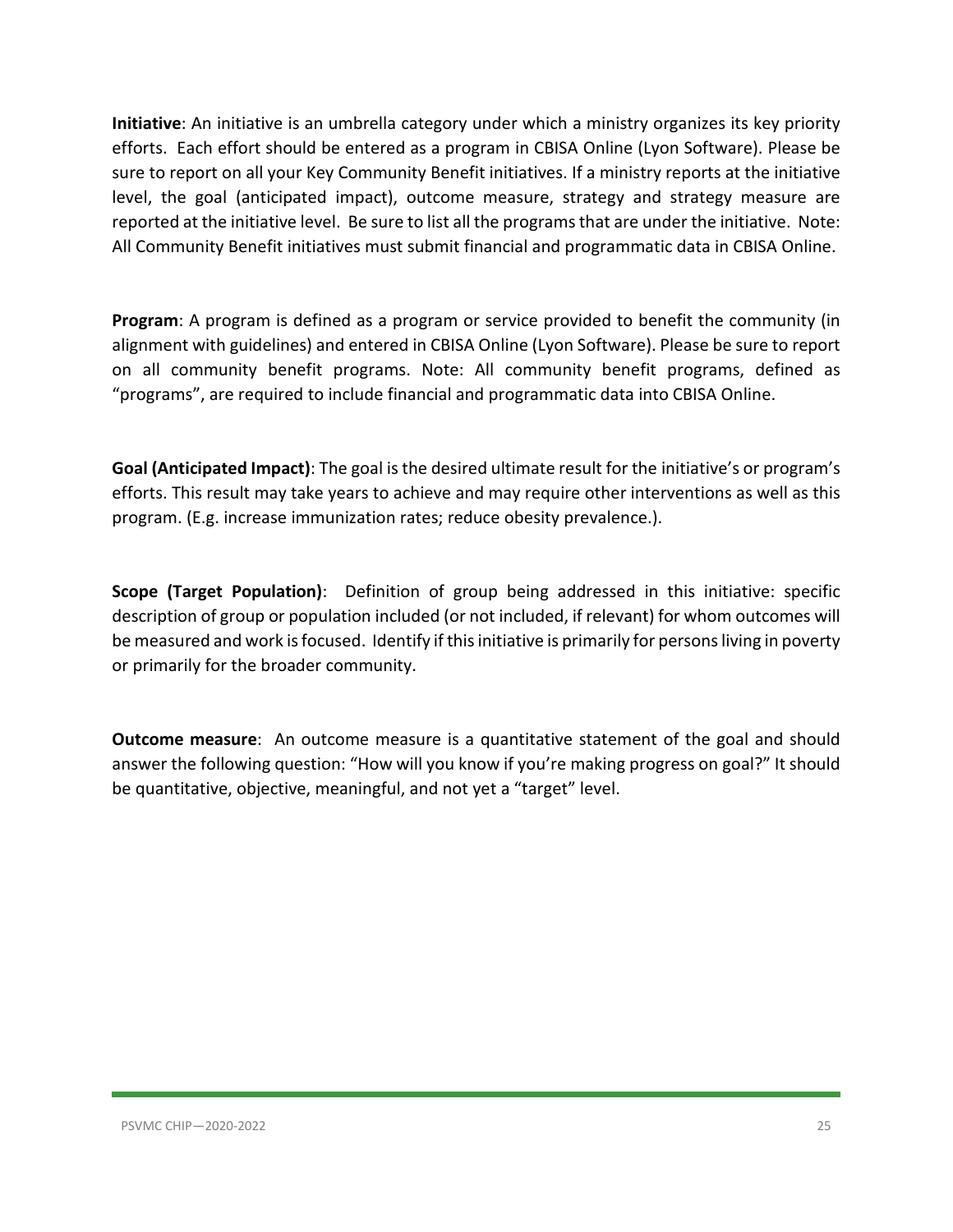**Initiative**: An initiative is an umbrella category under which a ministry organizes its key priority efforts. Each effort should be entered as a program in CBISA Online (Lyon Software). Please be sure to report on all your Key Community Benefit initiatives. If a ministry reports at the initiative level, the goal (anticipated impact), outcome measure, strategy and strategy measure are reported at the initiative level. Be sure to list all the programs that are under the initiative. Note: All Community Benefit initiatives must submit financial and programmatic data in CBISA Online.

**Program**: A program is defined as a program or service provided to benefit the community (in alignment with guidelines) and entered in CBISA Online (Lyon Software). Please be sure to report on all community benefit programs. Note: All community benefit programs, defined as "programs", are required to include financial and programmatic data into CBISA Online.

**Goal (Anticipated Impact)**: The goal is the desired ultimate result for the initiative's or program's efforts. This result may take years to achieve and may require other interventions as well as this program. (E.g. increase immunization rates; reduce obesity prevalence.).

**Scope (Target Population)**: Definition of group being addressed in this initiative: specific description of group or population included (or not included, if relevant) for whom outcomes will be measured and work is focused. Identify if this initiative is primarily for persons living in poverty or primarily for the broader community.

**Outcome measure**: An outcome measure is a quantitative statement of the goal and should answer the following question: "How will you know if you're making progress on goal?" It should be quantitative, objective, meaningful, and not yet a "target" level.